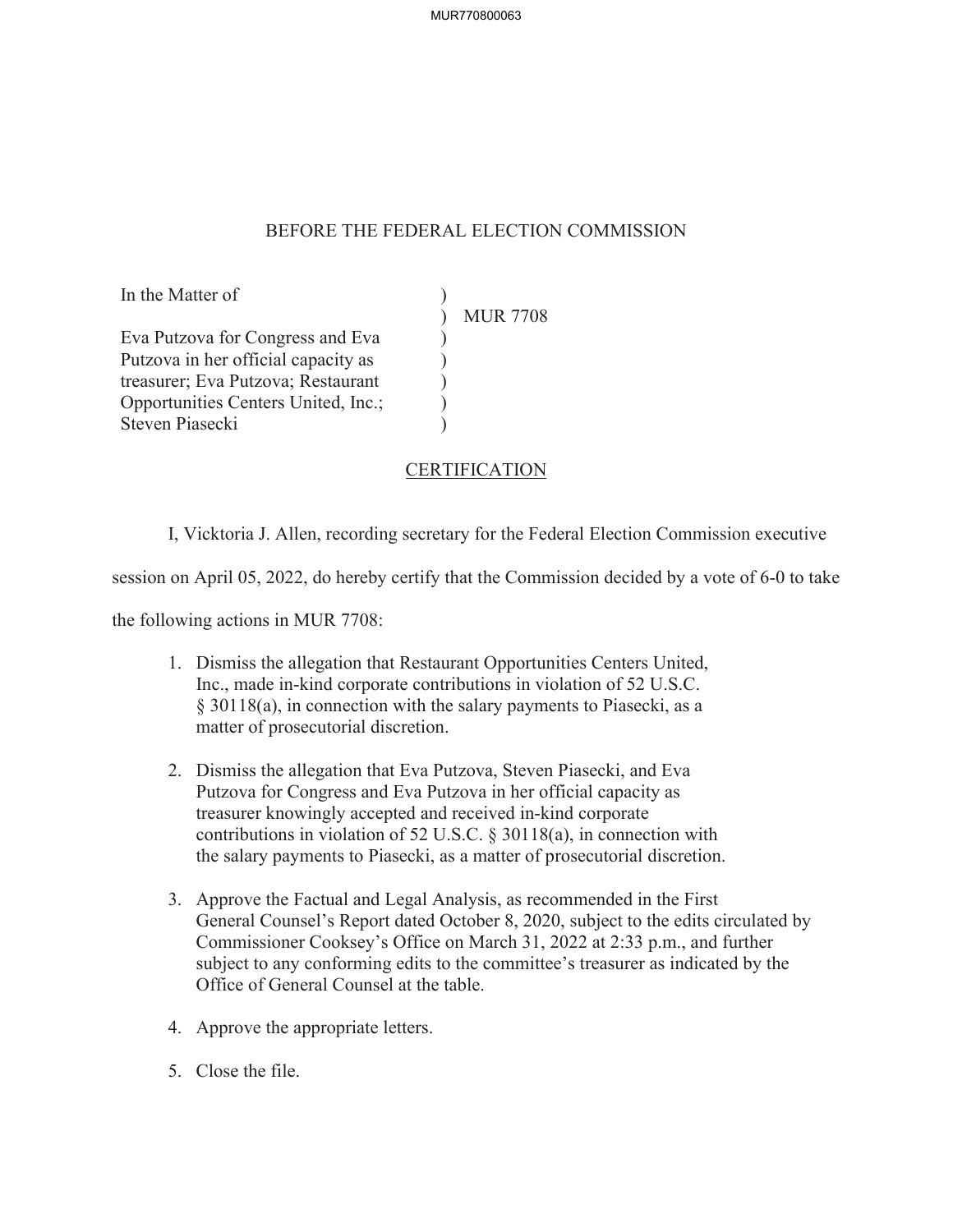BEFORE THE FEDERAL ELECTION COMMISSION

| | | |
|---|---|---|
| In the Matter of | ) | |
| | ) | MUR 7708 |
| Eva Putzova for Congress and Eva Putzova in her official capacity as treasurer; Eva Putzova; Restaurant Opportunities Centers United, Inc.; Steven Piasecki | ) | |

## CERTIFICATION

I, Vicktoria J. Allen, recording secretary for the Federal Election Commission executive session on April 05, 2022, do hereby certify that the Commission decided by a vote of 6-0 to take the following actions in MUR 7708:

1. Dismiss the allegation that Restaurant Opportunities Centers United, Inc., made in-kind corporate contributions in violation of 52 U.S.C. § 30118(a), in connection with the salary payments to Piasecki, as a matter of prosecutorial discretion.

2. Dismiss the allegation that Eva Putzova, Steven Piasecki, and Eva Putzova for Congress and Eva Putzova in her official capacity as treasurer knowingly accepted and received in-kind corporate contributions in violation of 52 U.S.C. § 30118(a), in connection with the salary payments to Piasecki, as a matter of prosecutorial discretion.

3. Approve the Factual and Legal Analysis, as recommended in the First General Counsel's Report dated October 8, 2020, subject to the edits circulated by Commissioner Cooksey's Office on March 31, 2022 at 2:33 p.m., and further subject to any conforming edits to the committee's treasurer as indicated by the Office of General Counsel at the table.

4. Approve the appropriate letters.

5. Close the file.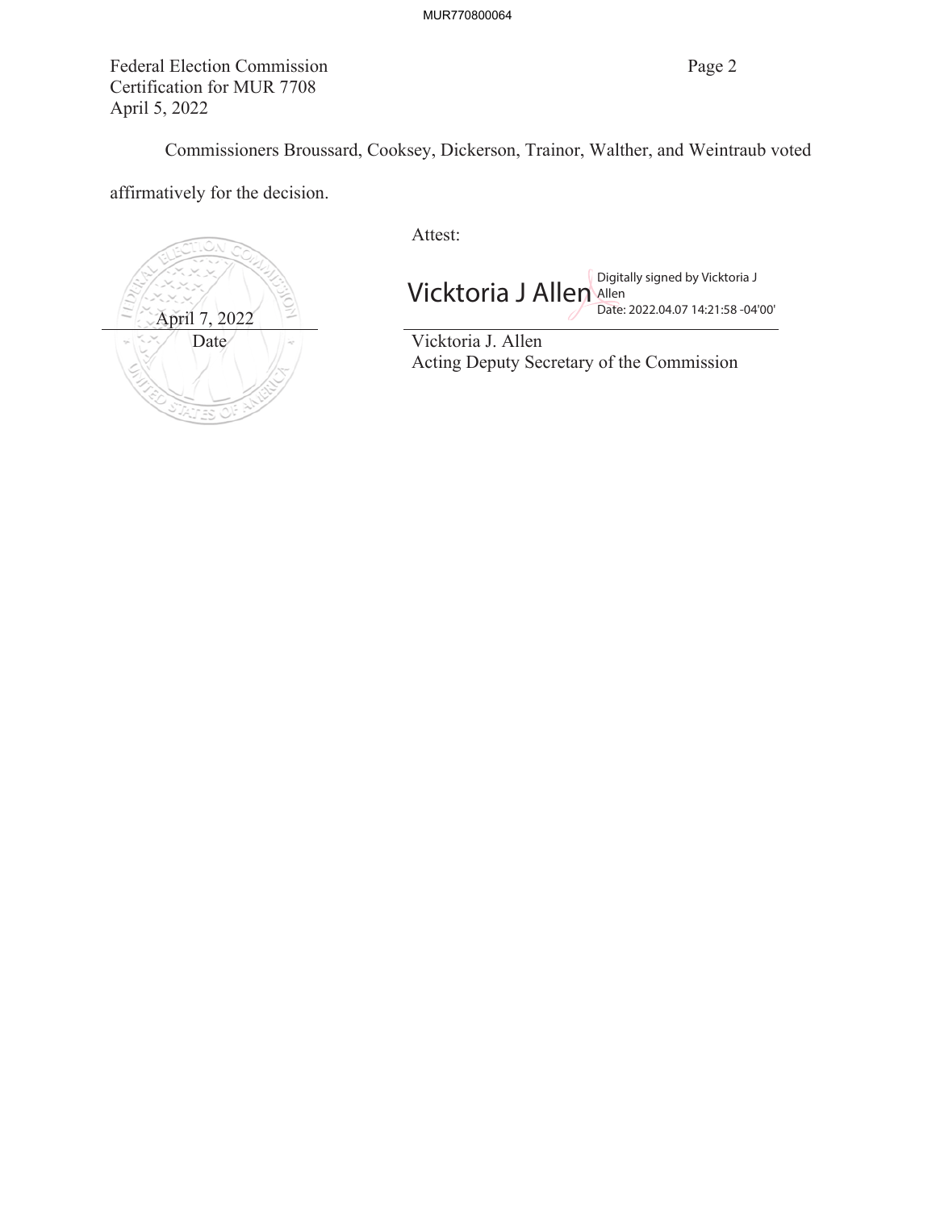Federal Election Commission
Certification for MUR 7708
April 5, 2022

Commissioners Broussard, Cooksey, Dickerson, Trainor, Walther, and Weintraub voted affirmatively for the decision.

Attest:

Vicktoria J Allen Digitally signed by Vicktoria J Allen Date: 2022.04.07 14:21:58 -04'00'

April 7, 2022
Date

Vicktoria J. Allen
Acting Deputy Secretary of the Commission